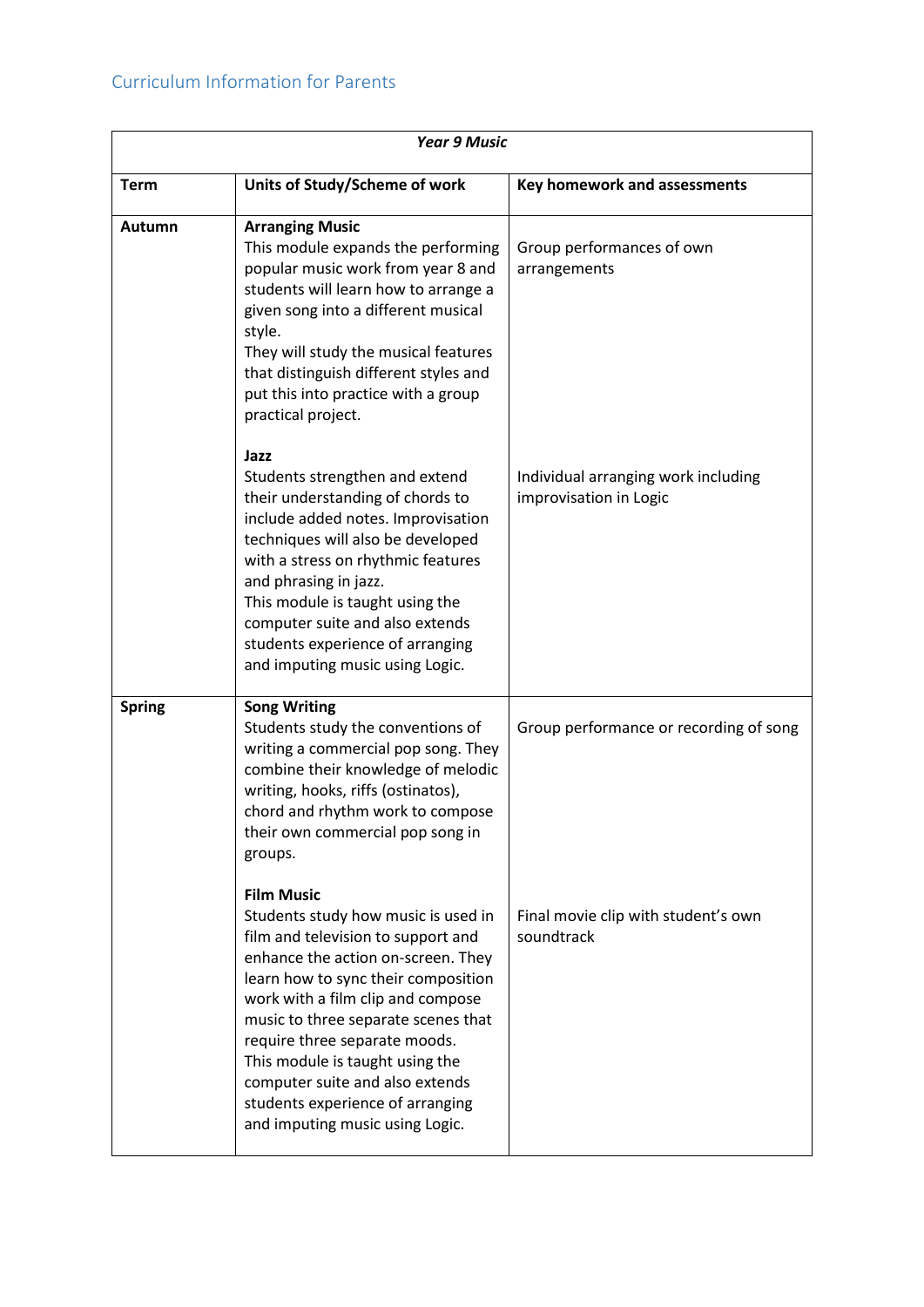Curriculum Information for Parents

| *Year 9 Music* | | |
|---|---|---|
| **Term** | **Units of Study/Scheme of work** | **Key homework and assessments** |
| **Autumn** | **Arranging Music**<br>This module expands the performing popular music work from year 8 and students will learn how to arrange a given song into a different musical style.<br>They will study the musical features that distinguish different styles and put this into practice with a group practical project.<br><br>**Jazz**<br>Students strengthen and extend their understanding of chords to include added notes. Improvisation techniques will also be developed with a stress on rhythmic features and phrasing in jazz.<br>This module is taught using the computer suite and also extends students experience of arranging and imputing music using Logic. | Group performances of own arrangements<br><br><br><br><br><br><br><br>Individual arranging work including improvisation in Logic |
| **Spring** | **Song Writing**<br>Students study the conventions of writing a commercial pop song. They combine their knowledge of melodic writing, hooks, riffs (ostinatos), chord and rhythm work to compose their own commercial pop song in groups.<br><br>**Film Music**<br>Students study how music is used in film and television to support and enhance the action on-screen. They learn how to sync their composition work with a film clip and compose music to three separate scenes that require three separate moods.<br>This module is taught using the computer suite and also extends students experience of arranging and imputing music using Logic. | Group performance or recording of song<br><br><br><br><br><br><br>Final movie clip with student's own soundtrack |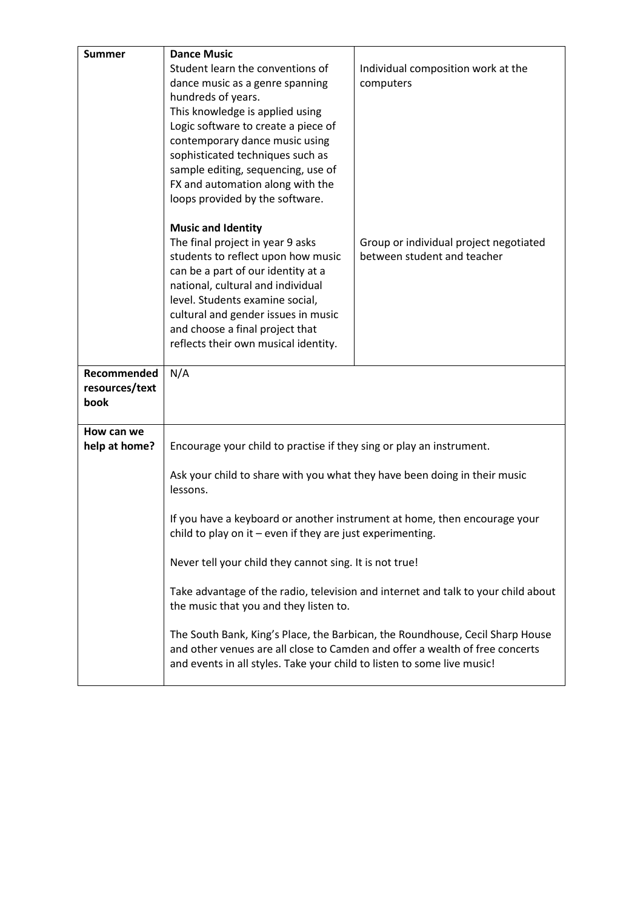| | | |
|---|---|---|
| **Summer** | **Dance Music**<br>Student learn the conventions of dance music as a genre spanning hundreds of years.<br>This knowledge is applied using Logic software to create a piece of contemporary dance music using sophisticated techniques such as sample editing, sequencing, use of FX and automation along with the loops provided by the software.<br><br>**Music and Identity**<br>The final project in year 9 asks students to reflect upon how music can be a part of our identity at a national, cultural and individual level. Students examine social, cultural and gender issues in music and choose a final project that reflects their own musical identity. | Individual composition work at the computers<br><br>Group or individual project negotiated between student and teacher |
| **Recommended resources/text book** | N/A | |
| **How can we help at home?** | Encourage your child to practise if they sing or play an instrument.<br><br>Ask your child to share with you what they have been doing in their music lessons.<br><br>If you have a keyboard or another instrument at home, then encourage your child to play on it – even if they are just experimenting.<br><br>Never tell your child they cannot sing. It is not true!<br><br>Take advantage of the radio, television and internet and talk to your child about the music that you and they listen to.<br><br>The South Bank, King's Place, the Barbican, the Roundhouse, Cecil Sharp House and other venues are all close to Camden and offer a wealth of free concerts and events in all styles. Take your child to listen to some live music! | |